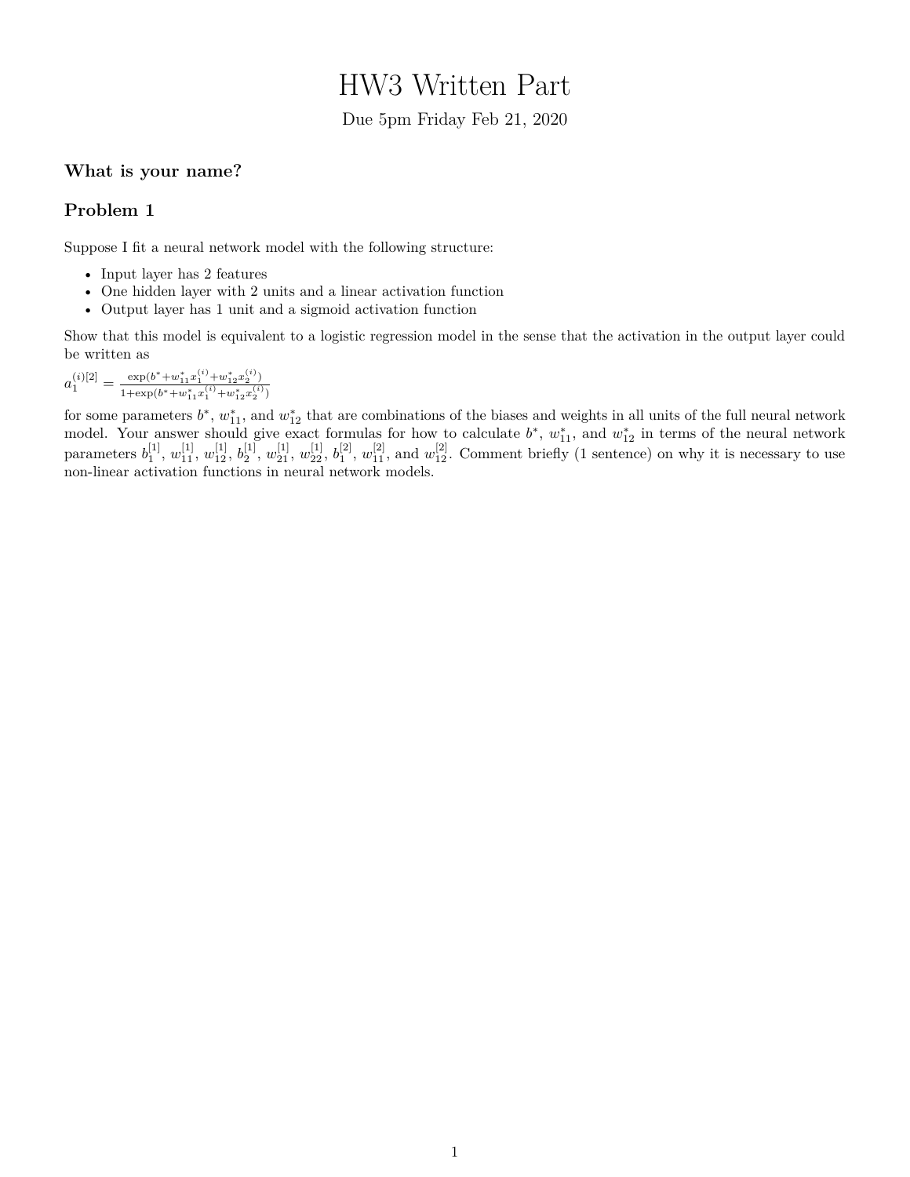# HW3 Written Part

Due 5pm Friday Feb 21, 2020

### What is your name?

### Problem 1

Suppose I fit a neural network model with the following structure:

- Input layer has 2 features
- One hidden layer with 2 units and a linear activation function
- Output layer has 1 unit and a sigmoid activation function

Show that this model is equivalent to a logistic regression model in the sense that the activation in the output layer could be written as

$a_1^{(i)[2]} = \frac{\exp(b^* + w_{11}^* x_1^{(i)} + w_{12}^* x_2^{(i)})}{1 + \exp(b^* + w_{11}^* x_1^{(i)} + w_{12}^* x_2^{(i)})}$

for some parameters $b^*$, $w_{11}^*$, and $w_{12}^*$ that are combinations of the biases and weights in all units of the full neural network model. Your answer should give exact formulas for how to calculate $b^*$, $w_{11}^*$, and $w_{12}^*$ in terms of the neural network parameters $b_1^{[1]}$, $w_{11}^{[1]}$, $w_{12}^{[1]}$, $b_2^{[1]}$, $w_{21}^{[1]}$, $w_{22}^{[1]}$, $b_1^{[2]}$, $w_{11}^{[2]}$, and $w_{12}^{[2]}$. Comment briefly (1 sentence) on why it is necessary to use non-linear activation functions in neural network models.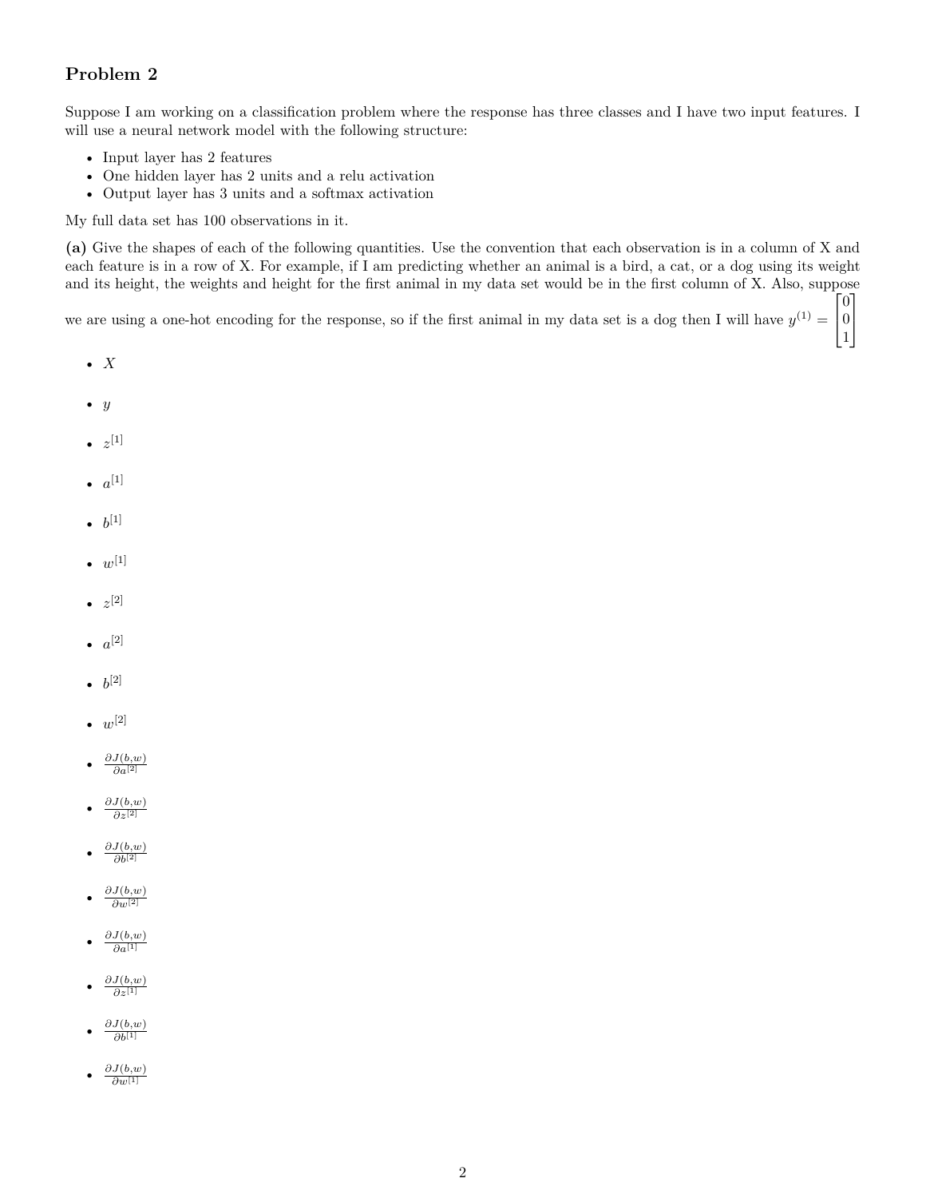## Problem 2

Suppose I am working on a classification problem where the response has three classes and I have two input features. I will use a neural network model with the following structure:

- Input layer has 2 features
- One hidden layer has 2 units and a relu activation
- Output layer has 3 units and a softmax activation

My full data set has 100 observations in it.

**(a)** Give the shapes of each of the following quantities. Use the convention that each observation is in a column of X and each feature is in a row of X. For example, if I am predicting whether an animal is a bird, a cat, or a dog using its weight and its height, the weights and height for the first animal in my data set would be in the first column of X. Also, suppose we are using a one-hot encoding for the response, so if the first animal in my data set is a dog then I will have $y^{(1)} = \begin{bmatrix} 0 \\ 0 \\ 1 \end{bmatrix}$

- $X$
- $y$
- $z^{[1]}$
- $a^{[1]}$
- $b^{[1]}$
- $w^{[1]}$
- $z^{[2]}$
- $a^{[2]}$
- $b^{[2]}$
- $w^{[2]}$
- $\frac{\partial J(b,w)}{\partial a^{[2]}}$
- $\frac{\partial J(b,w)}{\partial z^{[2]}}$
- $\frac{\partial J(b,w)}{\partial b^{[2]}}$
- $\frac{\partial J(b,w)}{\partial w^{[2]}}$
- $\frac{\partial J(b,w)}{\partial a^{[1]}}$
- $\frac{\partial J(b,w)}{\partial z^{[1]}}$
- $\frac{\partial J(b,w)}{\partial b^{[1]}}$
- $\frac{\partial J(b,w)}{\partial w^{[1]}}$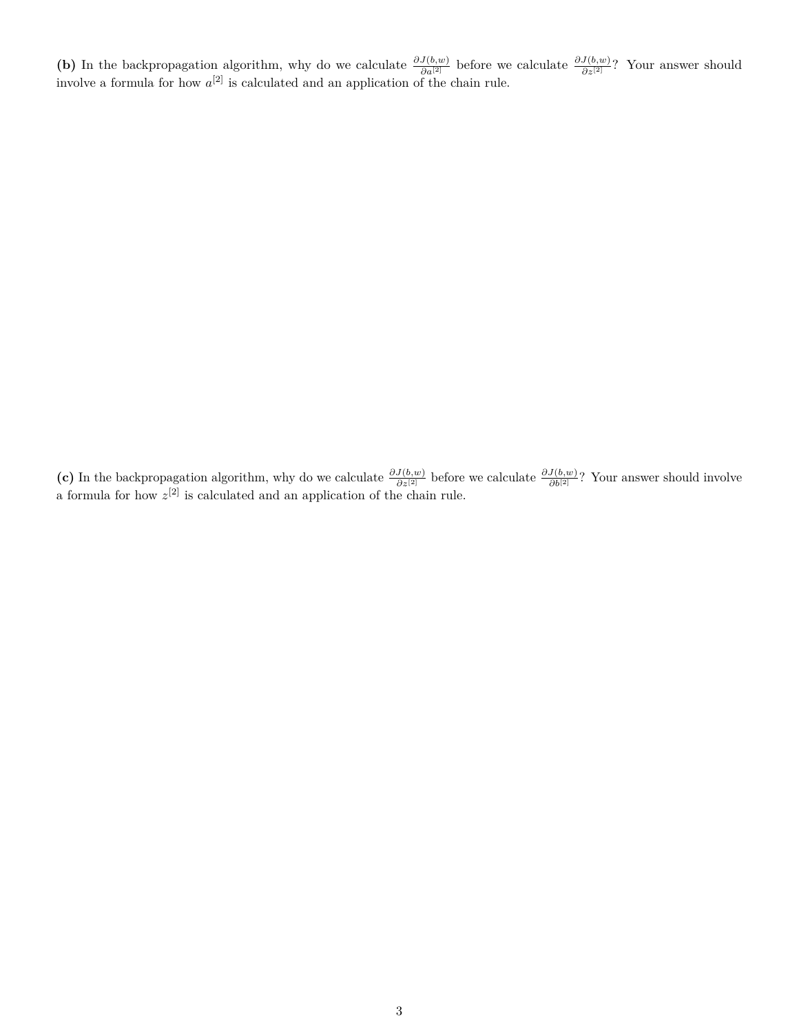**(b)** In the backpropagation algorithm, why do we calculate $\frac{\partial J(b,w)}{\partial a^{[2]}}$ before we calculate $\frac{\partial J(b,w)}{\partial z^{[2]}}$? Your answer should involve a formula for how $a^{[2]}$ is calculated and an application of the chain rule.

**(c)** In the backpropagation algorithm, why do we calculate $\frac{\partial J(b,w)}{\partial z^{[2]}}$ before we calculate $\frac{\partial J(b,w)}{\partial b^{[2]}}$? Your answer should involve a formula for how $z^{[2]}$ is calculated and an application of the chain rule.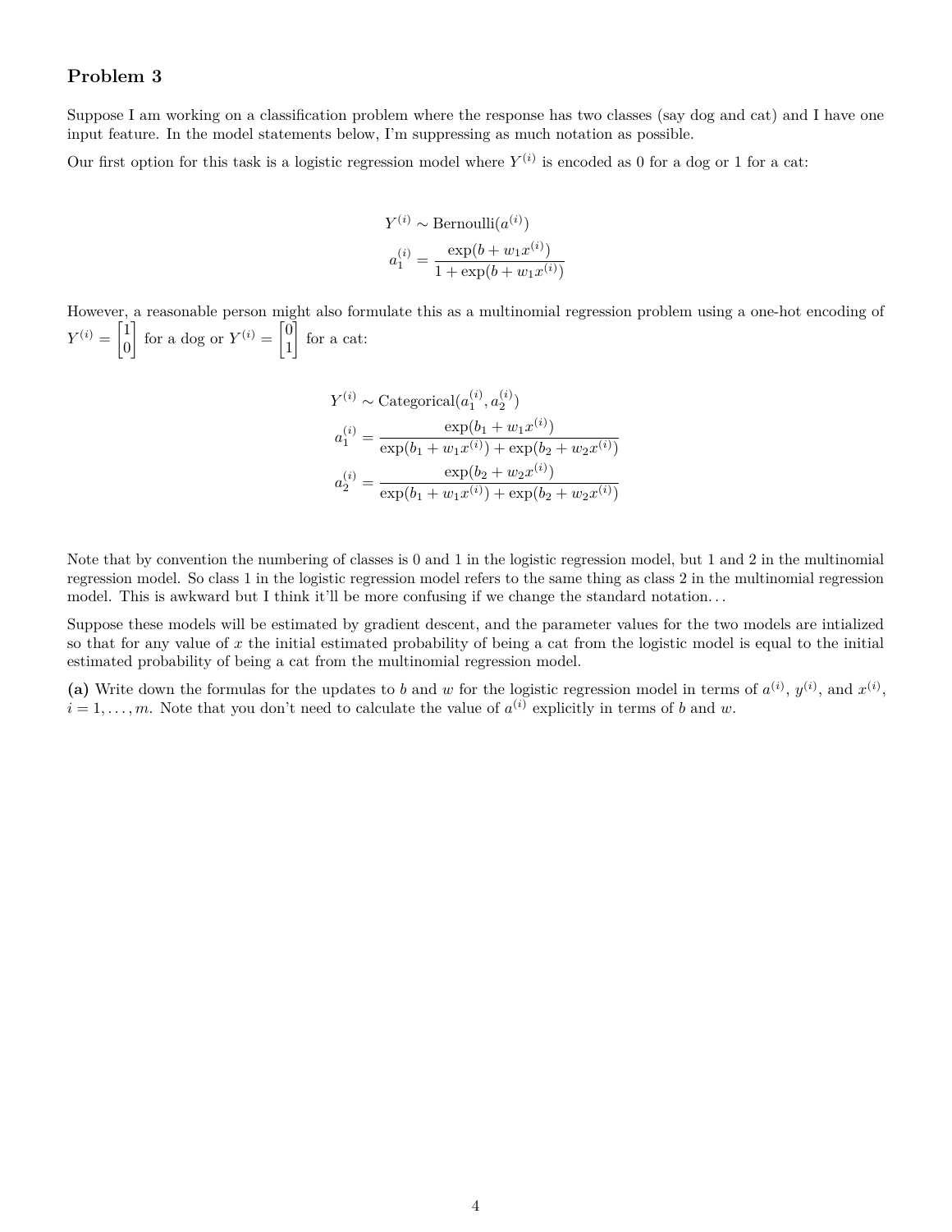## Problem 3

Suppose I am working on a classification problem where the response has two classes (say dog and cat) and I have one input feature. In the model statements below, I'm suppressing as much notation as possible.

Our first option for this task is a logistic regression model where $Y^{(i)}$ is encoded as 0 for a dog or 1 for a cat:

$$
\begin{aligned}
Y^{(i)} &\sim \text{Bernoulli}(a^{(i)}) \\
a_1^{(i)} &= \frac{\exp(b + w_1 x^{(i)})}{1 + \exp(b + w_1 x^{(i)})}
\end{aligned}
$$

However, a reasonable person might also formulate this as a multinomial regression problem using a one-hot encoding of $Y^{(i)} = \begin{bmatrix} 1 \\ 0 \end{bmatrix}$ for a dog or $Y^{(i)} = \begin{bmatrix} 0 \\ 1 \end{bmatrix}$ for a cat:

$$
\begin{aligned}
Y^{(i)} &\sim \text{Categorical}(a_1^{(i)}, a_2^{(i)}) \\
a_1^{(i)} &= \frac{\exp(b_1 + w_1 x^{(i)})}{\exp(b_1 + w_1 x^{(i)}) + \exp(b_2 + w_2 x^{(i)})} \\
a_2^{(i)} &= \frac{\exp(b_2 + w_2 x^{(i)})}{\exp(b_1 + w_1 x^{(i)}) + \exp(b_2 + w_2 x^{(i)})}
\end{aligned}
$$

Note that by convention the numbering of classes is 0 and 1 in the logistic regression model, but 1 and 2 in the multinomial regression model. So class 1 in the logistic regression model refers to the same thing as class 2 in the multinomial regression model. This is awkward but I think it'll be more confusing if we change the standard notation...

Suppose these models will be estimated by gradient descent, and the parameter values for the two models are intialized so that for any value of $x$ the initial estimated probability of being a cat from the logistic model is equal to the initial estimated probability of being a cat from the multinomial regression model.

**(a)** Write down the formulas for the updates to $b$ and $w$ for the logistic regression model in terms of $a^{(i)}$, $y^{(i)}$, and $x^{(i)}$, $i = 1, \ldots, m$. Note that you don't need to calculate the value of $a^{(i)}$ explicitly in terms of $b$ and $w$.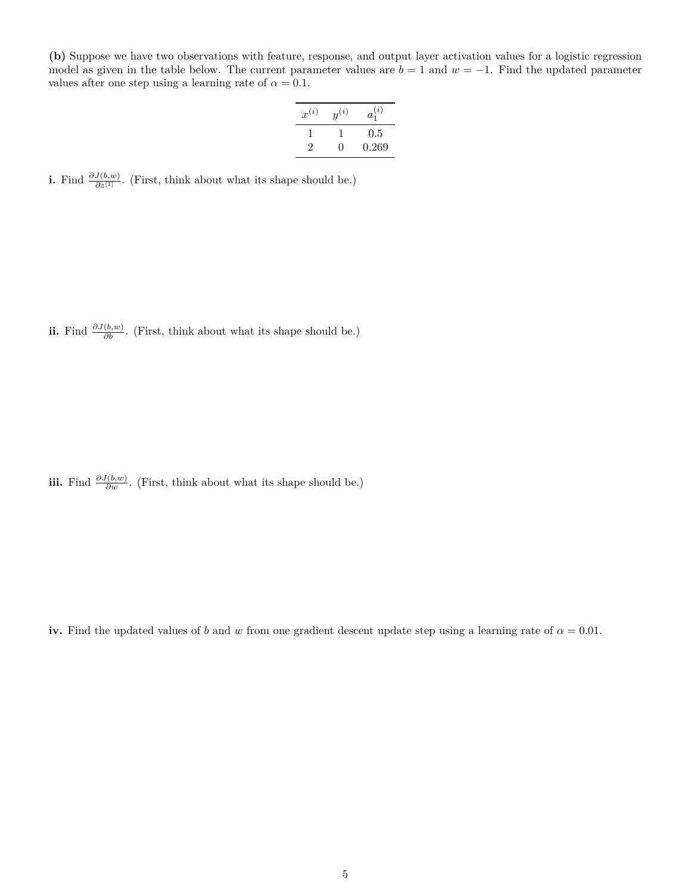**(b)** Suppose we have two observations with feature, response, and output layer activation values for a logistic regression model as given in the table below. The current parameter values are $b = 1$ and $w = -1$. Find the updated parameter values after one step using a learning rate of $\alpha = 0.1$.

| $x^{(i)}$ | $y^{(i)}$ | $a_1^{(i)}$ |
|---|---|---|
| 1 | 1 | 0.5 |
| 2 | 0 | 0.269 |

**i.** Find $\frac{\partial J(b,w)}{\partial z^{[1]}}$. (First, think about what its shape should be.)

**ii.** Find $\frac{\partial J(b,w)}{\partial b}$. (First, think about what its shape should be.)

**iii.** Find $\frac{\partial J(b,w)}{\partial w}$. (First, think about what its shape should be.)

**iv.** Find the updated values of $b$ and $w$ from one gradient descent update step using a learning rate of $\alpha = 0.01$.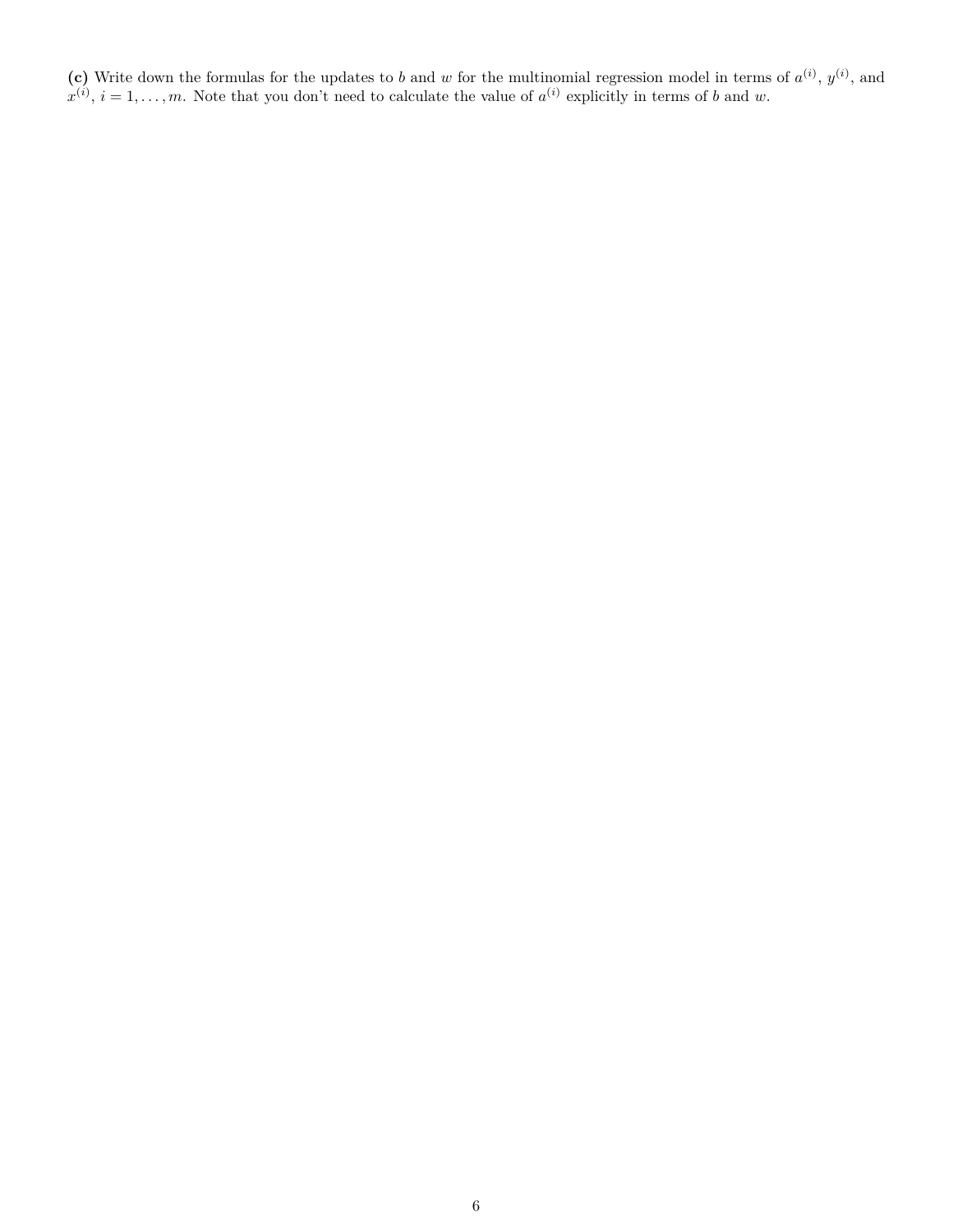**(c)** Write down the formulas for the updates to $b$ and $w$ for the multinomial regression model in terms of $a^{(i)}$, $y^{(i)}$, and $x^{(i)}$, $i = 1, \ldots, m$. Note that you don't need to calculate the value of $a^{(i)}$ explicitly in terms of $b$ and $w$.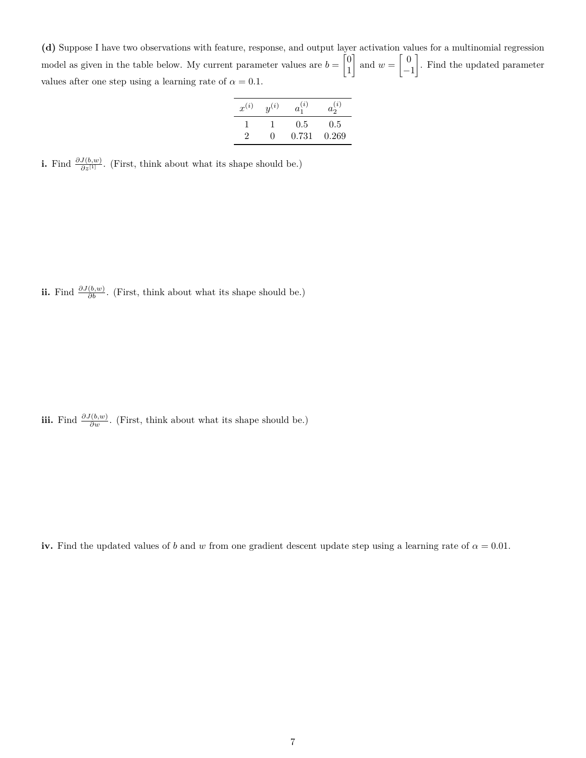**(d)** Suppose I have two observations with feature, response, and output layer activation values for a multinomial regression model as given in the table below. My current parameter values are $b = \begin{bmatrix} 0 \\ 1 \end{bmatrix}$ and $w = \begin{bmatrix} 0 \\ -1 \end{bmatrix}$. Find the updated parameter values after one step using a learning rate of $\alpha = 0.1$.

| $x^{(i)}$ | $y^{(i)}$ | $a_1^{(i)}$ | $a_2^{(i)}$ |
|---|---|---|---|
| 1 | 1 | 0.5 | 0.5 |
| 2 | 0 | 0.731 | 0.269 |

**i.** Find $\frac{\partial J(b,w)}{\partial z^{[1]}}$. (First, think about what its shape should be.)

**ii.** Find $\frac{\partial J(b,w)}{\partial b}$. (First, think about what its shape should be.)

**iii.** Find $\frac{\partial J(b,w)}{\partial w}$. (First, think about what its shape should be.)

**iv.** Find the updated values of $b$ and $w$ from one gradient descent update step using a learning rate of $\alpha = 0.01$.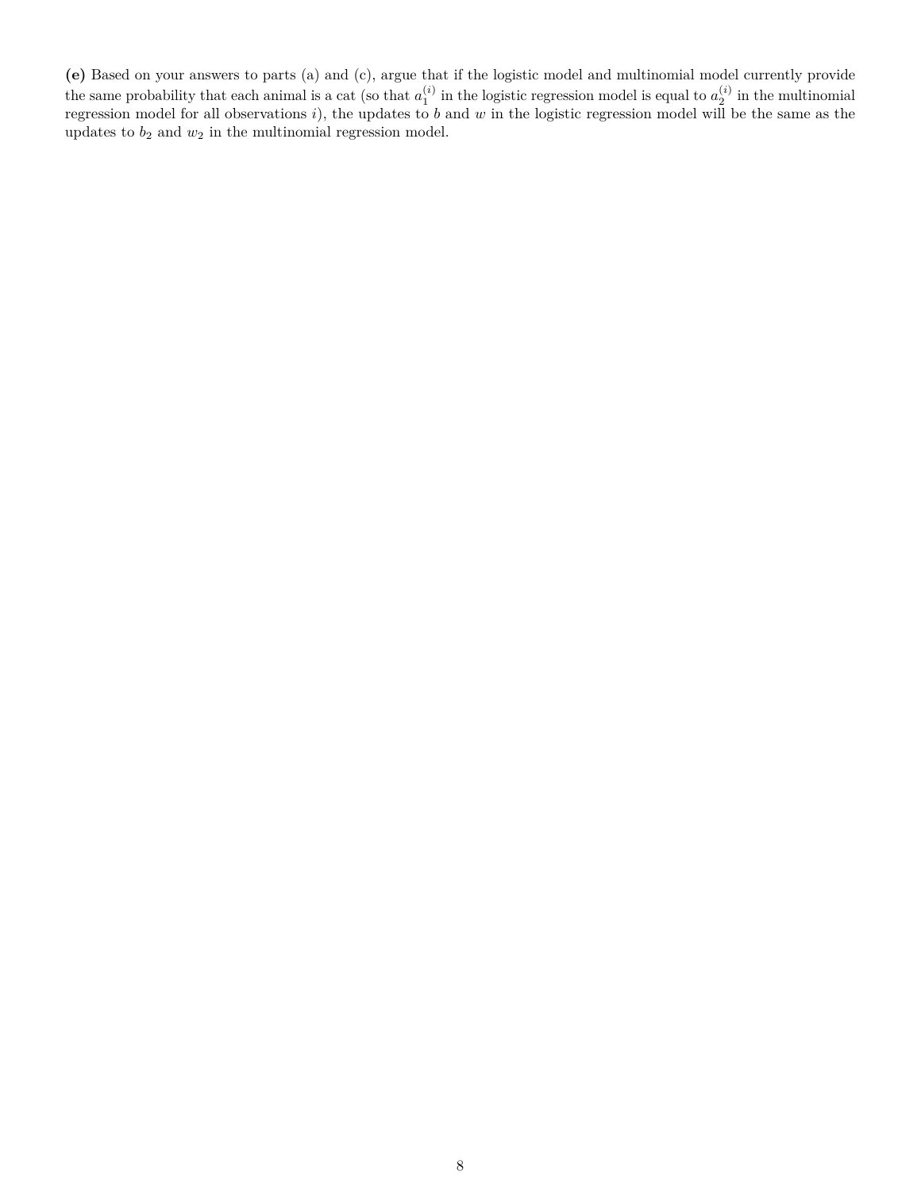**(e)** Based on your answers to parts (a) and (c), argue that if the logistic model and multinomial model currently provide the same probability that each animal is a cat (so that $a_1^{(i)}$ in the logistic regression model is equal to $a_2^{(i)}$ in the multinomial regression model for all observations $i$), the updates to $b$ and $w$ in the logistic regression model will be the same as the updates to $b_2$ and $w_2$ in the multinomial regression model.